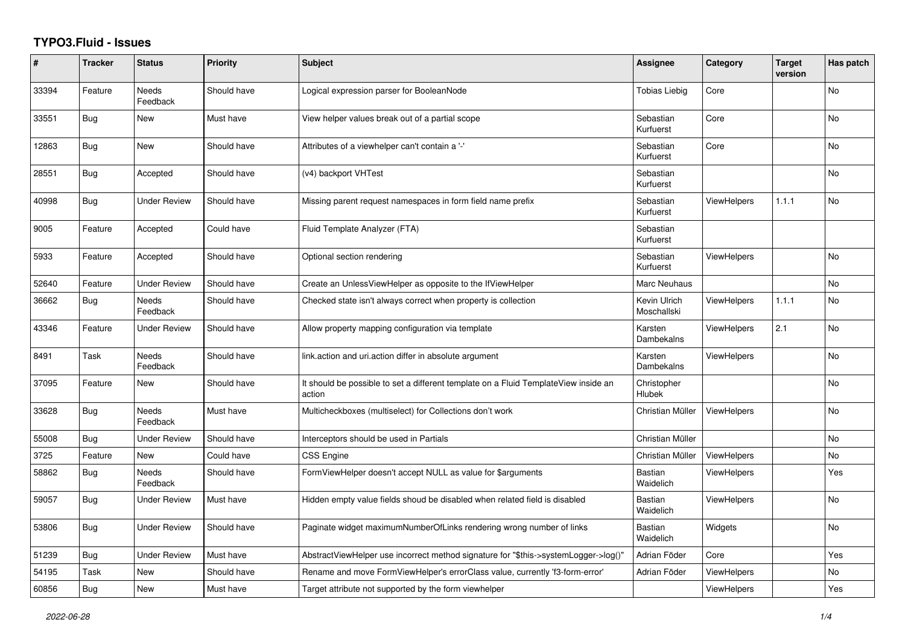# TYPO3.Fluid - Issues

| # | Tracker | Status | Priority | Subject | Assignee | Category | Target version | Has patch |
|---|---|---|---|---|---|---|---|---|
| 33394 | Feature | Needs Feedback | Should have | Logical expression parser for BooleanNode | Tobias Liebig | Core | | No |
| 33551 | Bug | New | Must have | View helper values break out of a partial scope | Sebastian Kurfuerst | Core | | No |
| 12863 | Bug | New | Should have | Attributes of a viewhelper can't contain a '-' | Sebastian Kurfuerst | Core | | No |
| 28551 | Bug | Accepted | Should have | (v4) backport VHTest | Sebastian Kurfuerst | | | No |
| 40998 | Bug | Under Review | Should have | Missing parent request namespaces in form field name prefix | Sebastian Kurfuerst | ViewHelpers | 1.1.1 | No |
| 9005 | Feature | Accepted | Could have | Fluid Template Analyzer (FTA) | Sebastian Kurfuerst | | | |
| 5933 | Feature | Accepted | Should have | Optional section rendering | Sebastian Kurfuerst | ViewHelpers | | No |
| 52640 | Feature | Under Review | Should have | Create an UnlessViewHelper as opposite to the IfViewHelper | Marc Neuhaus | | | No |
| 36662 | Bug | Needs Feedback | Should have | Checked state isn't always correct when property is collection | Kevin Ulrich Moschallski | ViewHelpers | 1.1.1 | No |
| 43346 | Feature | Under Review | Should have | Allow property mapping configuration via template | Karsten Dambekalns | ViewHelpers | 2.1 | No |
| 8491 | Task | Needs Feedback | Should have | link.action and uri.action differ in absolute argument | Karsten Dambekalns | ViewHelpers | | No |
| 37095 | Feature | New | Should have | It should be possible to set a different template on a Fluid TemplateView inside an action | Christopher Hlubek | | | No |
| 33628 | Bug | Needs Feedback | Must have | Multicheckboxes (multiselect) for Collections don't work | Christian Müller | ViewHelpers | | No |
| 55008 | Bug | Under Review | Should have | Interceptors should be used in Partials | Christian Müller | | | No |
| 3725 | Feature | New | Could have | CSS Engine | Christian Müller | ViewHelpers | | No |
| 58862 | Bug | Needs Feedback | Should have | FormViewHelper doesn't accept NULL as value for $arguments | Bastian Waidelich | ViewHelpers | | Yes |
| 59057 | Bug | Under Review | Must have | Hidden empty value fields shoud be disabled when related field is disabled | Bastian Waidelich | ViewHelpers | | No |
| 53806 | Bug | Under Review | Should have | Paginate widget maximumNumberOfLinks rendering wrong number of links | Bastian Waidelich | Widgets | | No |
| 51239 | Bug | Under Review | Must have | AbstractViewHelper use incorrect method signature for "$this->systemLogger->log()" | Adrian Föder | Core | | Yes |
| 54195 | Task | New | Should have | Rename and move FormViewHelper's errorClass value, currently 'f3-form-error' | Adrian Föder | ViewHelpers | | No |
| 60856 | Bug | New | Must have | Target attribute not supported by the form viewhelper | | ViewHelpers | | Yes |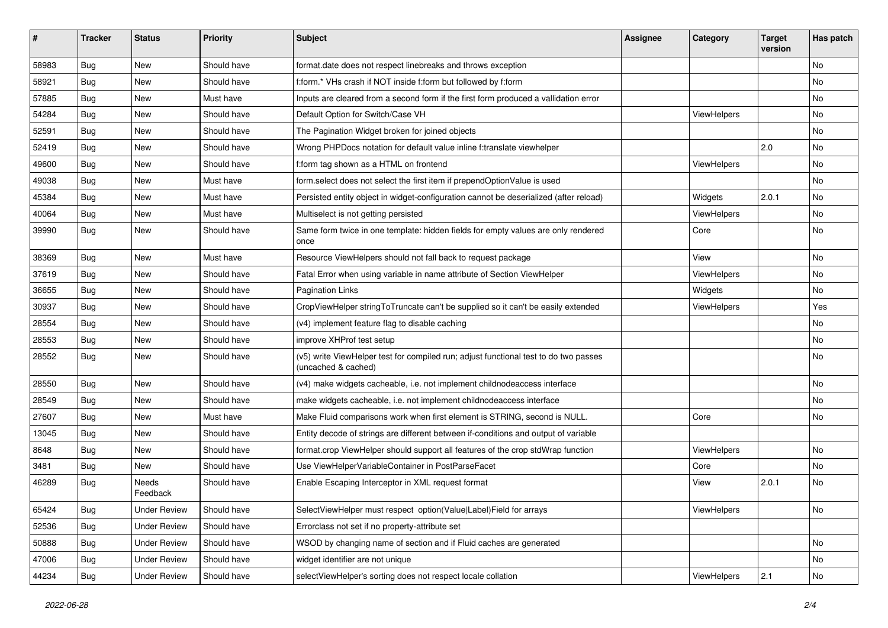| # | Tracker | Status | Priority | Subject | Assignee | Category | Target version | Has patch |
|---|---|---|---|---|---|---|---|---|
| 58983 | Bug | New | Should have | format.date does not respect linebreaks and throws exception | | | | No |
| 58921 | Bug | New | Should have | f:form.* VHs crash if NOT inside f:form but followed by f:form | | | | No |
| 57885 | Bug | New | Must have | Inputs are cleared from a second form if the first form produced a vallidation error | | | | No |
| 54284 | Bug | New | Should have | Default Option for Switch/Case VH | | ViewHelpers | | No |
| 52591 | Bug | New | Should have | The Pagination Widget broken for joined objects | | | | No |
| 52419 | Bug | New | Should have | Wrong PHPDocs notation for default value inline f:translate viewhelper | | | 2.0 | No |
| 49600 | Bug | New | Should have | f:form tag shown as a HTML on frontend | | ViewHelpers | | No |
| 49038 | Bug | New | Must have | form.select does not select the first item if prependOptionValue is used | | | | No |
| 45384 | Bug | New | Must have | Persisted entity object in widget-configuration cannot be deserialized (after reload) | | Widgets | 2.0.1 | No |
| 40064 | Bug | New | Must have | Multiselect is not getting persisted | | ViewHelpers | | No |
| 39990 | Bug | New | Should have | Same form twice in one template: hidden fields for empty values are only rendered once | | Core | | No |
| 38369 | Bug | New | Must have | Resource ViewHelpers should not fall back to request package | | View | | No |
| 37619 | Bug | New | Should have | Fatal Error when using variable in name attribute of Section ViewHelper | | ViewHelpers | | No |
| 36655 | Bug | New | Should have | Pagination Links | | Widgets | | No |
| 30937 | Bug | New | Should have | CropViewHelper stringToTruncate can't be supplied so it can't be easily extended | | ViewHelpers | | Yes |
| 28554 | Bug | New | Should have | (v4) implement feature flag to disable caching | | | | No |
| 28553 | Bug | New | Should have | improve XHProf test setup | | | | No |
| 28552 | Bug | New | Should have | (v5) write ViewHelper test for compiled run; adjust functional test to do two passes (uncached & cached) | | | | No |
| 28550 | Bug | New | Should have | (v4) make widgets cacheable, i.e. not implement childnodeaccess interface | | | | No |
| 28549 | Bug | New | Should have | make widgets cacheable, i.e. not implement childnodeaccess interface | | | | No |
| 27607 | Bug | New | Must have | Make Fluid comparisons work when first element is STRING, second is NULL. | | Core | | No |
| 13045 | Bug | New | Should have | Entity decode of strings are different between if-conditions and output of variable | | | | |
| 8648 | Bug | New | Should have | format.crop ViewHelper should support all features of the crop stdWrap function | | ViewHelpers | | No |
| 3481 | Bug | New | Should have | Use ViewHelperVariableContainer in PostParseFacet | | Core | | No |
| 46289 | Bug | Needs Feedback | Should have | Enable Escaping Interceptor in XML request format | | View | 2.0.1 | No |
| 65424 | Bug | Under Review | Should have | SelectViewHelper must respect option(Value\|Label)Field for arrays | | ViewHelpers | | No |
| 52536 | Bug | Under Review | Should have | Errorclass not set if no property-attribute set | | | | |
| 50888 | Bug | Under Review | Should have | WSOD by changing name of section and if Fluid caches are generated | | | | No |
| 47006 | Bug | Under Review | Should have | widget identifier are not unique | | | | No |
| 44234 | Bug | Under Review | Should have | selectViewHelper's sorting does not respect locale collation | | ViewHelpers | 2.1 | No |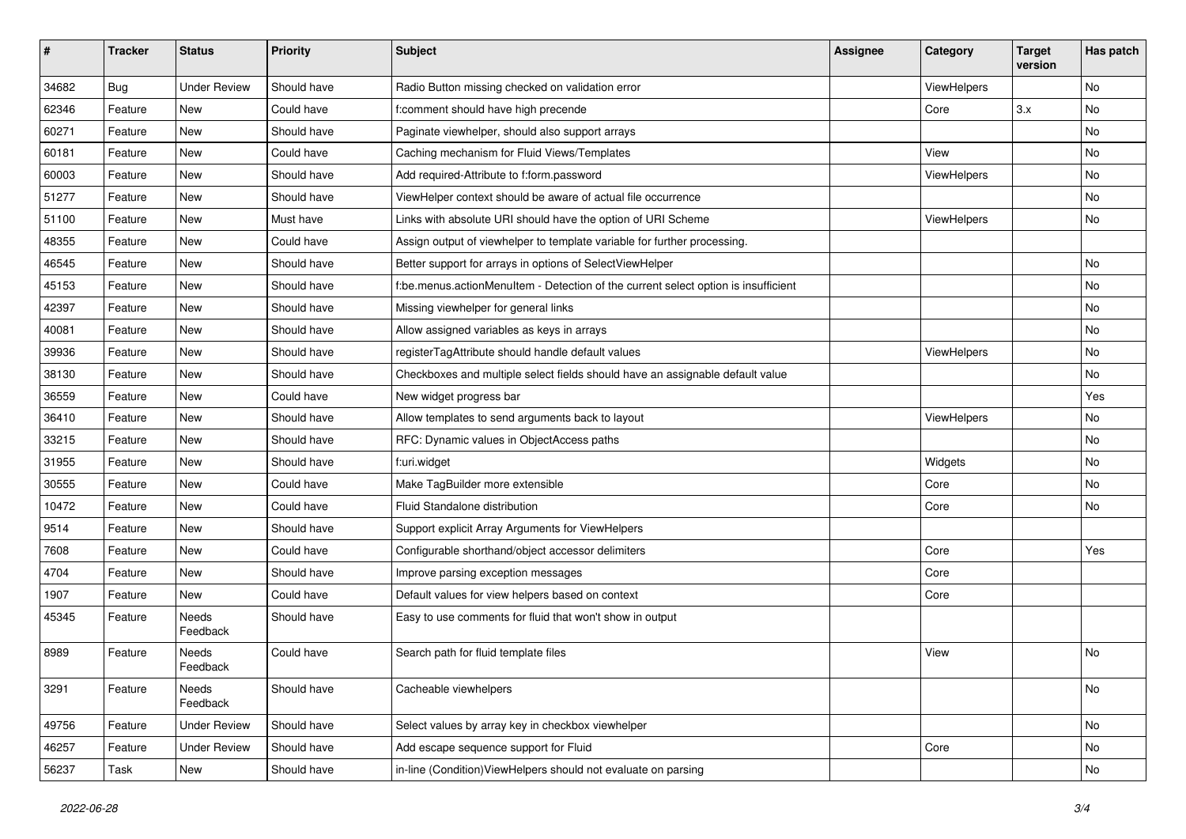| # | Tracker | Status | Priority | Subject | Assignee | Category | Target version | Has patch |
|---|---|---|---|---|---|---|---|---|
| 34682 | Bug | Under Review | Should have | Radio Button missing checked on validation error | | ViewHelpers | | No |
| 62346 | Feature | New | Could have | f:comment should have high precende | | Core | 3.x | No |
| 60271 | Feature | New | Should have | Paginate viewhelper, should also support arrays | | | | No |
| 60181 | Feature | New | Could have | Caching mechanism for Fluid Views/Templates | | View | | No |
| 60003 | Feature | New | Should have | Add required-Attribute to f:form.password | | ViewHelpers | | No |
| 51277 | Feature | New | Should have | ViewHelper context should be aware of actual file occurrence | | | | No |
| 51100 | Feature | New | Must have | Links with absolute URI should have the option of URI Scheme | | ViewHelpers | | No |
| 48355 | Feature | New | Could have | Assign output of viewhelper to template variable for further processing. | | | | |
| 46545 | Feature | New | Should have | Better support for arrays in options of SelectViewHelper | | | | No |
| 45153 | Feature | New | Should have | f:be.menus.actionMenuItem - Detection of the current select option is insufficient | | | | No |
| 42397 | Feature | New | Should have | Missing viewhelper for general links | | | | No |
| 40081 | Feature | New | Should have | Allow assigned variables as keys in arrays | | | | No |
| 39936 | Feature | New | Should have | registerTagAttribute should handle default values | | ViewHelpers | | No |
| 38130 | Feature | New | Should have | Checkboxes and multiple select fields should have an assignable default value | | | | No |
| 36559 | Feature | New | Could have | New widget progress bar | | | | Yes |
| 36410 | Feature | New | Should have | Allow templates to send arguments back to layout | | ViewHelpers | | No |
| 33215 | Feature | New | Should have | RFC: Dynamic values in ObjectAccess paths | | | | No |
| 31955 | Feature | New | Should have | f:uri.widget | | Widgets | | No |
| 30555 | Feature | New | Could have | Make TagBuilder more extensible | | Core | | No |
| 10472 | Feature | New | Could have | Fluid Standalone distribution | | Core | | No |
| 9514 | Feature | New | Should have | Support explicit Array Arguments for ViewHelpers | | | | |
| 7608 | Feature | New | Could have | Configurable shorthand/object accessor delimiters | | Core | | Yes |
| 4704 | Feature | New | Should have | Improve parsing exception messages | | Core | | |
| 1907 | Feature | New | Could have | Default values for view helpers based on context | | Core | | |
| 45345 | Feature | Needs Feedback | Should have | Easy to use comments for fluid that won't show in output | | | | |
| 8989 | Feature | Needs Feedback | Could have | Search path for fluid template files | | View | | No |
| 3291 | Feature | Needs Feedback | Should have | Cacheable viewhelpers | | | | No |
| 49756 | Feature | Under Review | Should have | Select values by array key in checkbox viewhelper | | | | No |
| 46257 | Feature | Under Review | Should have | Add escape sequence support for Fluid | | Core | | No |
| 56237 | Task | New | Should have | in-line (Condition)ViewHelpers should not evaluate on parsing | | | | No |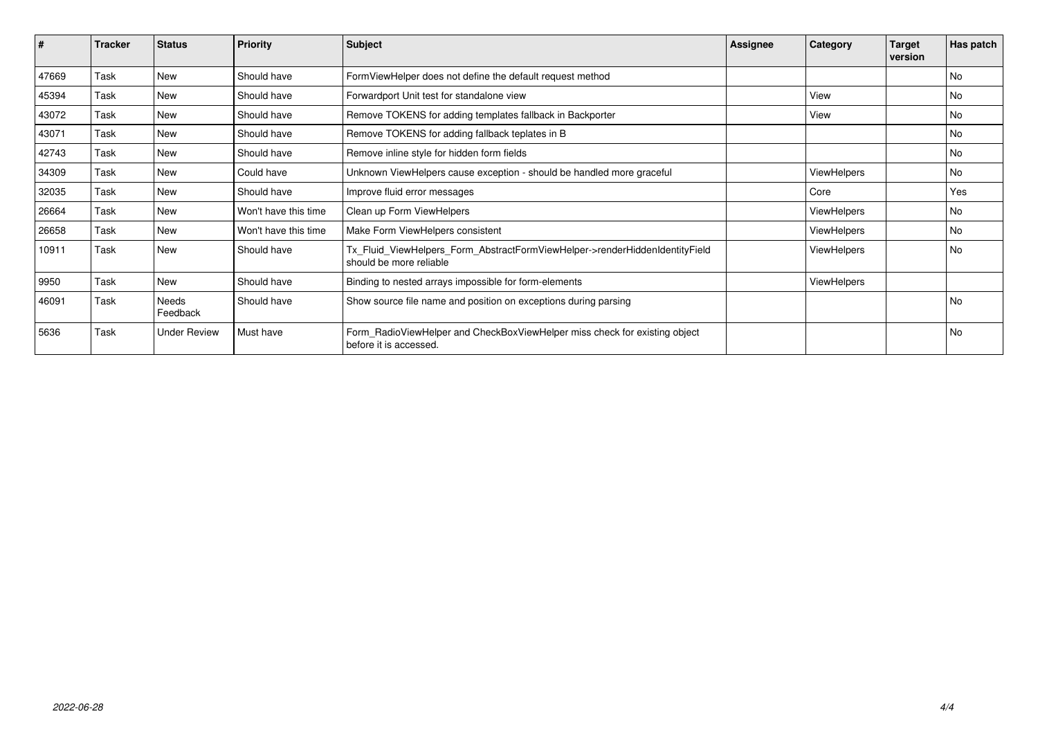| # | Tracker | Status | Priority | Subject | Assignee | Category | Target version | Has patch |
|---|---|---|---|---|---|---|---|---|
| 47669 | Task | New | Should have | FormViewHelper does not define the default request method | | | | No |
| 45394 | Task | New | Should have | Forwardport Unit test for standalone view | | View | | No |
| 43072 | Task | New | Should have | Remove TOKENS for adding templates fallback in Backporter | | View | | No |
| 43071 | Task | New | Should have | Remove TOKENS for adding fallback teplates in B | | | | No |
| 42743 | Task | New | Should have | Remove inline style for hidden form fields | | | | No |
| 34309 | Task | New | Could have | Unknown ViewHelpers cause exception - should be handled more graceful | | ViewHelpers | | No |
| 32035 | Task | New | Should have | Improve fluid error messages | | Core | | Yes |
| 26664 | Task | New | Won't have this time | Clean up Form ViewHelpers | | ViewHelpers | | No |
| 26658 | Task | New | Won't have this time | Make Form ViewHelpers consistent | | ViewHelpers | | No |
| 10911 | Task | New | Should have | Tx_Fluid_ViewHelpers_Form_AbstractFormViewHelper->renderHiddenIdentityField should be more reliable | | ViewHelpers | | No |
| 9950 | Task | New | Should have | Binding to nested arrays impossible for form-elements | | ViewHelpers | | |
| 46091 | Task | Needs Feedback | Should have | Show source file name and position on exceptions during parsing | | | | No |
| 5636 | Task | Under Review | Must have | Form_RadioViewHelper and CheckBoxViewHelper miss check for existing object before it is accessed. | | | | No |